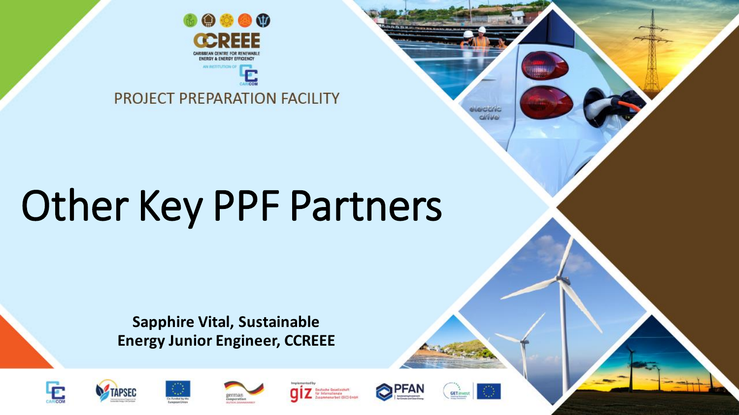CCREEE

CARIBBEAN CENTRE FOR RENEWABLE ENERGY & ENERGY EFFICIENCY

AN INSTITUTION OF CARICOM

PROJECT PREPARATION FACILITY

# Other Key PPF Partners

**Sapphire Vital, Sustainable Energy Junior Engineer, CCREEE**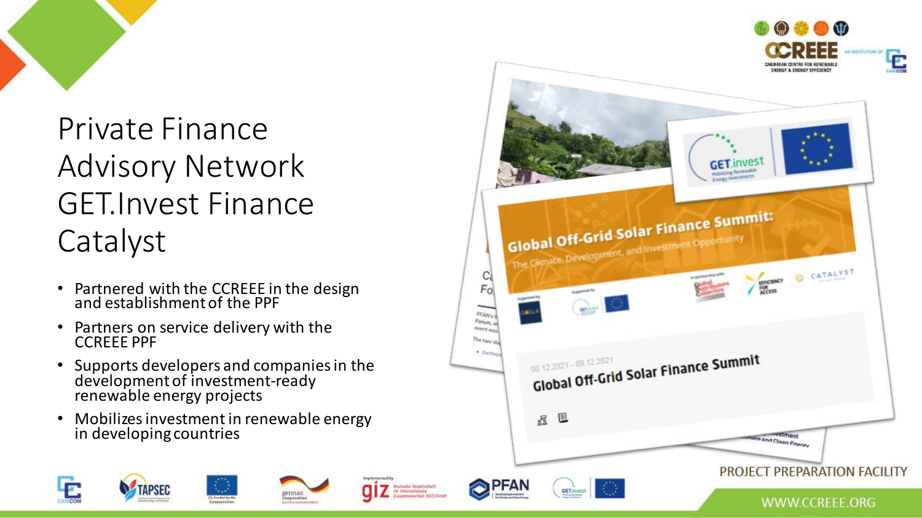# Private Finance Advisory Network GET.Invest Finance Catalyst

- Partnered with the CCREEE in the design and establishment of the PPF
- Partners on service delivery with the CCREEE PPF
- Supports developers and companies in the development of investment-ready renewable energy projects
- Mobilizes investment in renewable energy in developing countries

PROJECT PREPARATION FACILITY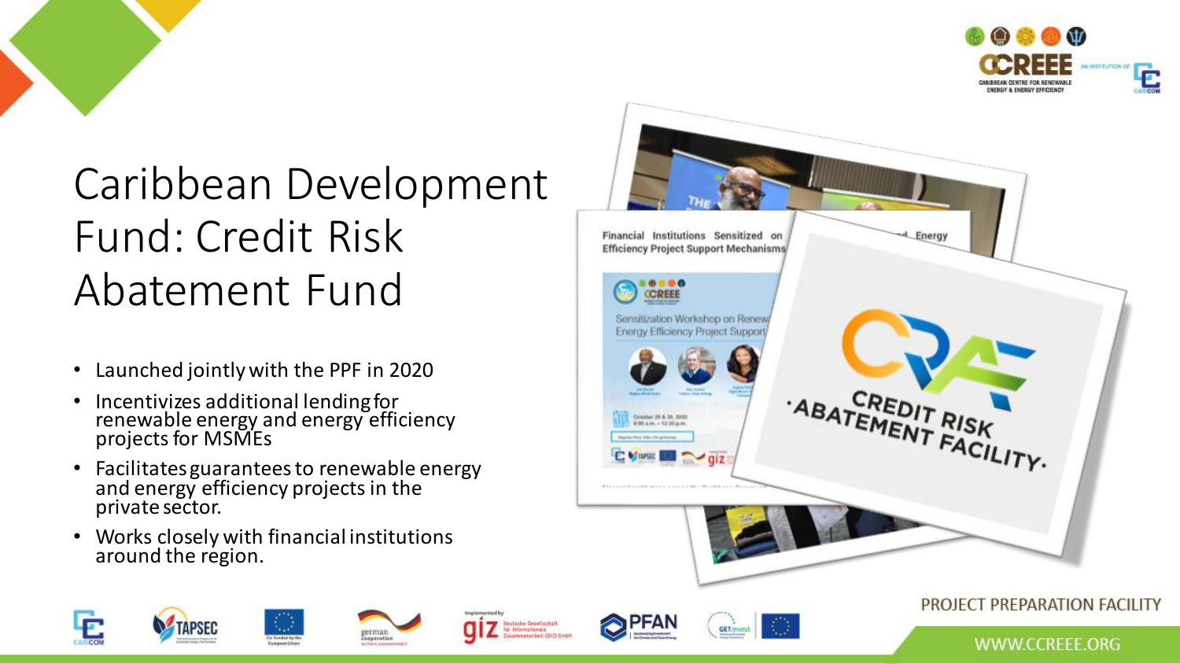# Caribbean Development Fund: Credit Risk Abatement Fund

- Launched jointly with the PPF in 2020
- Incentivizes additional lending for renewable energy and energy efficiency projects for MSMEs
- Facilitates guarantees to renewable energy and energy efficiency projects in the private sector.
- Works closely with financial institutions around the region.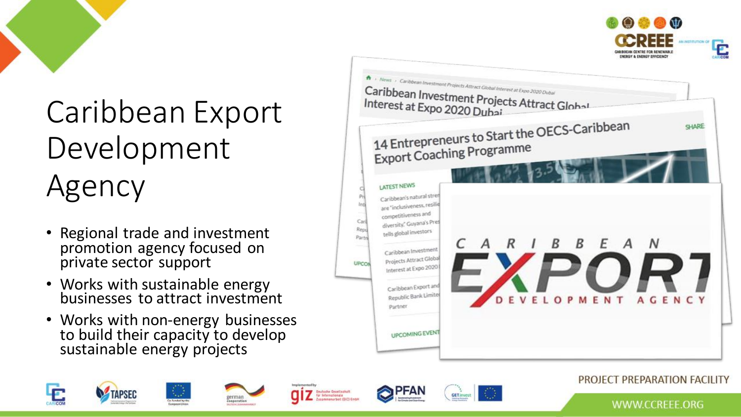# Caribbean Export Development Agency

- Regional trade and investment promotion agency focused on private sector support
- Works with sustainable energy businesses to attract investment
- Works with non-energy businesses to build their capacity to develop sustainable energy projects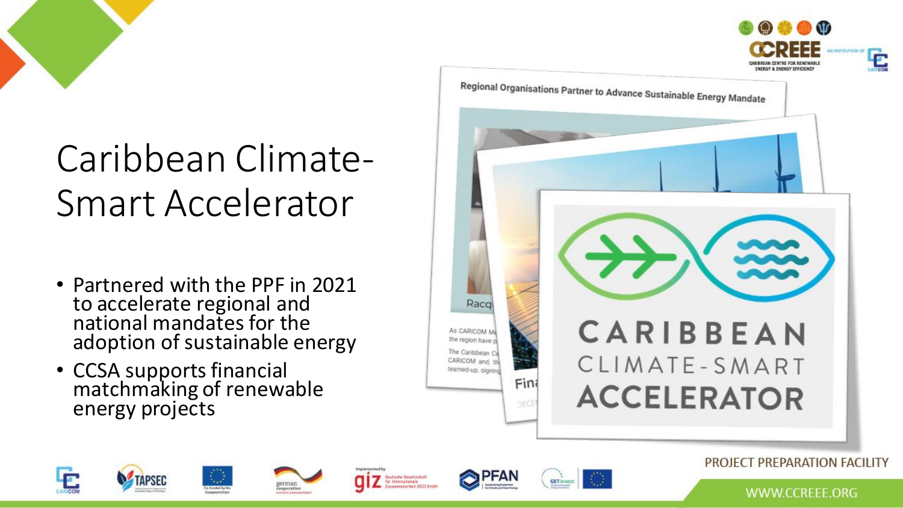# Caribbean Climate-Smart Accelerator

- Partnered with the PPF in 2021 to accelerate regional and national mandates for the adoption of sustainable energy
- CCSA supports financial matchmaking of renewable energy projects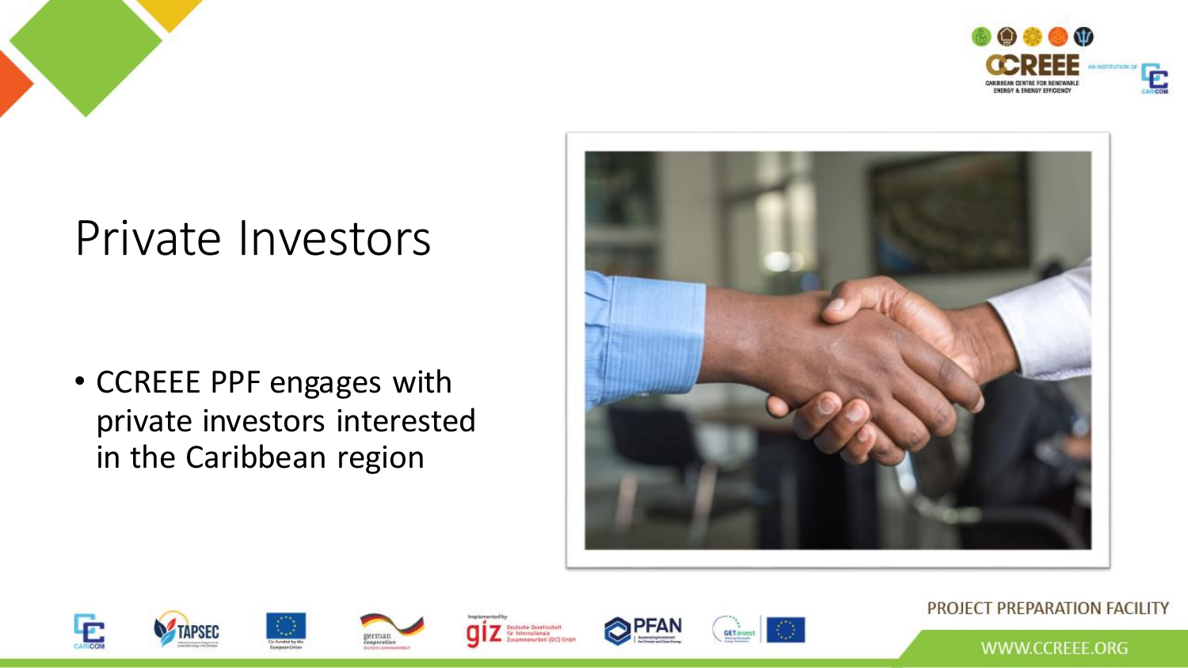# Private Investors

- CCREEE PPF engages with private investors interested in the Caribbean region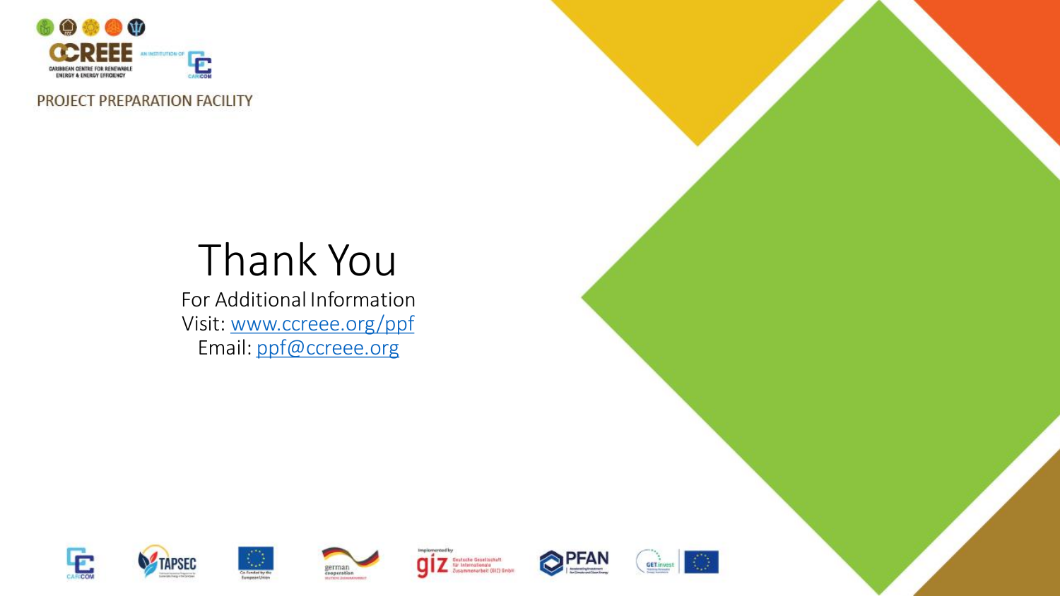PROJECT PREPARATION FACILITY

# Thank You

For Additional Information

Visit: www.ccreee.org/ppf

Email: ppf@ccreee.org